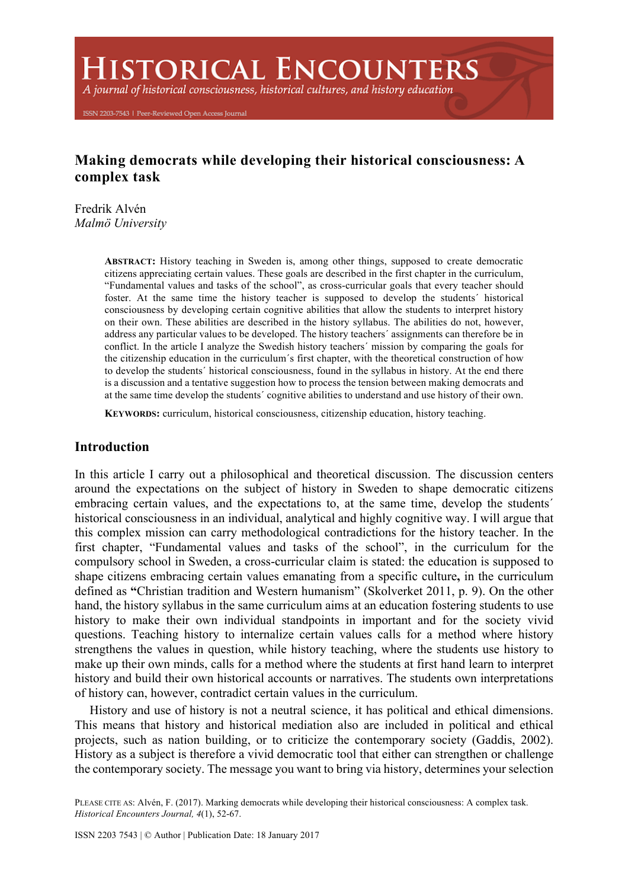# Making democrats while developing their historical consciousness: A complex task

Fredrik Alvén
*Malmö University*

**ABSTRACT:** History teaching in Sweden is, among other things, supposed to create democratic citizens appreciating certain values. These goals are described in the first chapter in the curriculum, "Fundamental values and tasks of the school", as cross-curricular goals that every teacher should foster. At the same time the history teacher is supposed to develop the students´ historical consciousness by developing certain cognitive abilities that allow the students to interpret history on their own. These abilities are described in the history syllabus. The abilities do not, however, address any particular values to be developed. The history teachers´ assignments can therefore be in conflict. In the article I analyze the Swedish history teachers´ mission by comparing the goals for the citizenship education in the curriculum´s first chapter, with the theoretical construction of how to develop the students´ historical consciousness, found in the syllabus in history. At the end there is a discussion and a tentative suggestion how to process the tension between making democrats and at the same time develop the students´ cognitive abilities to understand and use history of their own.

**KEYWORDS:** curriculum, historical consciousness, citizenship education, history teaching.

## Introduction

In this article I carry out a philosophical and theoretical discussion. The discussion centers around the expectations on the subject of history in Sweden to shape democratic citizens embracing certain values, and the expectations to, at the same time, develop the students´ historical consciousness in an individual, analytical and highly cognitive way. I will argue that this complex mission can carry methodological contradictions for the history teacher. In the first chapter, "Fundamental values and tasks of the school", in the curriculum for the compulsory school in Sweden, a cross-curricular claim is stated: the education is supposed to shape citizens embracing certain values emanating from a specific culture**,** in the curriculum defined as **"**Christian tradition and Western humanism" (Skolverket 2011, p. 9). On the other hand, the history syllabus in the same curriculum aims at an education fostering students to use history to make their own individual standpoints in important and for the society vivid questions. Teaching history to internalize certain values calls for a method where history strengthens the values in question, while history teaching, where the students use history to make up their own minds, calls for a method where the students at first hand learn to interpret history and build their own historical accounts or narratives. The students own interpretations of history can, however, contradict certain values in the curriculum.

History and use of history is not a neutral science, it has political and ethical dimensions. This means that history and historical mediation also are included in political and ethical projects, such as nation building, or to criticize the contemporary society (Gaddis, 2002). History as a subject is therefore a vivid democratic tool that either can strengthen or challenge the contemporary society. The message you want to bring via history, determines your selection

PLEASE CITE AS: Alvén, F. (2017). Marking democrats while developing their historical consciousness: A complex task. *Historical Encounters Journal, 4*(1), 52-67.

ISSN 2203 7543 | © Author | Publication Date: 18 January 2017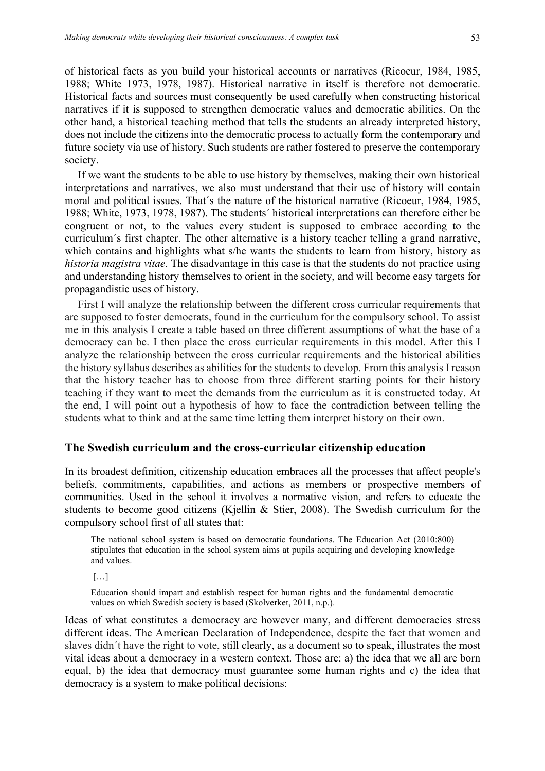of historical facts as you build your historical accounts or narratives (Ricoeur, 1984, 1985, 1988; White 1973, 1978, 1987). Historical narrative in itself is therefore not democratic. Historical facts and sources must consequently be used carefully when constructing historical narratives if it is supposed to strengthen democratic values and democratic abilities. On the other hand, a historical teaching method that tells the students an already interpreted history, does not include the citizens into the democratic process to actually form the contemporary and future society via use of history. Such students are rather fostered to preserve the contemporary society.

If we want the students to be able to use history by themselves, making their own historical interpretations and narratives, we also must understand that their use of history will contain moral and political issues. That´s the nature of the historical narrative (Ricoeur, 1984, 1985, 1988; White, 1973, 1978, 1987). The students´ historical interpretations can therefore either be congruent or not, to the values every student is supposed to embrace according to the curriculum´s first chapter. The other alternative is a history teacher telling a grand narrative, which contains and highlights what s/he wants the students to learn from history, history as *historia magistra vitae*. The disadvantage in this case is that the students do not practice using and understanding history themselves to orient in the society, and will become easy targets for propagandistic uses of history.

First I will analyze the relationship between the different cross curricular requirements that are supposed to foster democrats, found in the curriculum for the compulsory school. To assist me in this analysis I create a table based on three different assumptions of what the base of a democracy can be. I then place the cross curricular requirements in this model. After this I analyze the relationship between the cross curricular requirements and the historical abilities the history syllabus describes as abilities for the students to develop. From this analysis I reason that the history teacher has to choose from three different starting points for their history teaching if they want to meet the demands from the curriculum as it is constructed today. At the end, I will point out a hypothesis of how to face the contradiction between telling the students what to think and at the same time letting them interpret history on their own.

## The Swedish curriculum and the cross-curricular citizenship education

In its broadest definition, citizenship education embraces all the processes that affect people's beliefs, commitments, capabilities, and actions as members or prospective members of communities. Used in the school it involves a normative vision, and refers to educate the students to become good citizens (Kjellin & Stier, 2008). The Swedish curriculum for the compulsory school first of all states that:

> The national school system is based on democratic foundations. The Education Act (2010:800) stipulates that education in the school system aims at pupils acquiring and developing knowledge and values.
>
> […]
>
> Education should impart and establish respect for human rights and the fundamental democratic values on which Swedish society is based (Skolverket, 2011, n.p.).

Ideas of what constitutes a democracy are however many, and different democracies stress different ideas. The American Declaration of Independence, despite the fact that women and slaves didn´t have the right to vote, still clearly, as a document so to speak, illustrates the most vital ideas about a democracy in a western context. Those are: a) the idea that we all are born equal, b) the idea that democracy must guarantee some human rights and c) the idea that democracy is a system to make political decisions: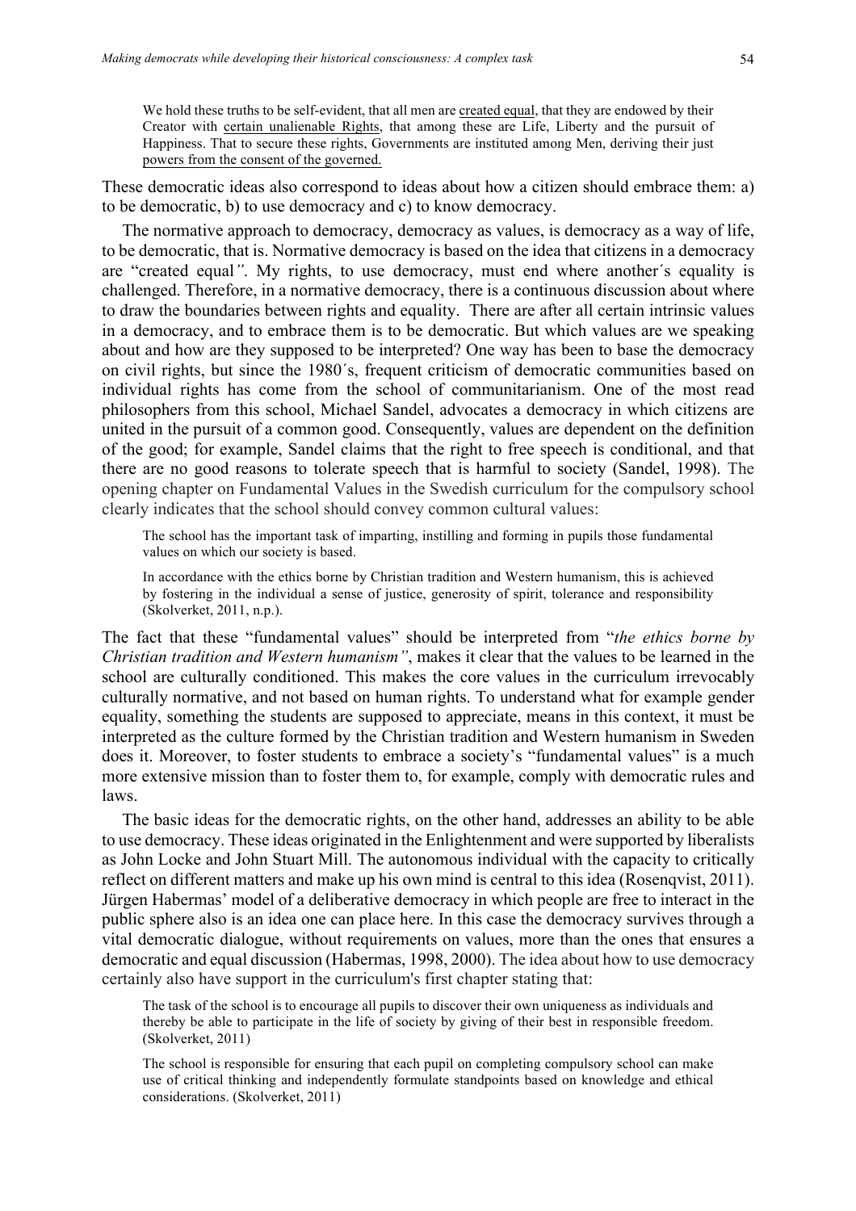> We hold these truths to be self-evident, that all men are <u>created equal</u>, that they are endowed by their Creator with <u>certain unalienable Rights</u>, that among these are Life, Liberty and the pursuit of Happiness. That to secure these rights, Governments are instituted among Men, deriving their just <u>powers from the consent of the governed.</u>

These democratic ideas also correspond to ideas about how a citizen should embrace them: a) to be democratic, b) to use democracy and c) to know democracy.

The normative approach to democracy, democracy as values, is democracy as a way of life, to be democratic, that is. Normative democracy is based on the idea that citizens in a democracy are "created equal*"*. My rights, to use democracy, must end where another´s equality is challenged. Therefore, in a normative democracy, there is a continuous discussion about where to draw the boundaries between rights and equality. There are after all certain intrinsic values in a democracy, and to embrace them is to be democratic. But which values are we speaking about and how are they supposed to be interpreted? One way has been to base the democracy on civil rights, but since the 1980´s, frequent criticism of democratic communities based on individual rights has come from the school of communitarianism. One of the most read philosophers from this school, Michael Sandel, advocates a democracy in which citizens are united in the pursuit of a common good. Consequently, values are dependent on the definition of the good; for example, Sandel claims that the right to free speech is conditional, and that there are no good reasons to tolerate speech that is harmful to society (Sandel, 1998). The opening chapter on Fundamental Values in the Swedish curriculum for the compulsory school clearly indicates that the school should convey common cultural values:

> The school has the important task of imparting, instilling and forming in pupils those fundamental values on which our society is based.
>
> In accordance with the ethics borne by Christian tradition and Western humanism, this is achieved by fostering in the individual a sense of justice, generosity of spirit, tolerance and responsibility (Skolverket, 2011, n.p.).

The fact that these "fundamental values" should be interpreted from "*the ethics borne by Christian tradition and Western humanism"*, makes it clear that the values to be learned in the school are culturally conditioned. This makes the core values in the curriculum irrevocably culturally normative, and not based on human rights. To understand what for example gender equality, something the students are supposed to appreciate, means in this context, it must be interpreted as the culture formed by the Christian tradition and Western humanism in Sweden does it. Moreover, to foster students to embrace a society's "fundamental values" is a much more extensive mission than to foster them to, for example, comply with democratic rules and laws.

The basic ideas for the democratic rights, on the other hand, addresses an ability to be able to use democracy. These ideas originated in the Enlightenment and were supported by liberalists as John Locke and John Stuart Mill. The autonomous individual with the capacity to critically reflect on different matters and make up his own mind is central to this idea (Rosenqvist, 2011). Jürgen Habermas' model of a deliberative democracy in which people are free to interact in the public sphere also is an idea one can place here. In this case the democracy survives through a vital democratic dialogue, without requirements on values, more than the ones that ensures a democratic and equal discussion (Habermas, 1998, 2000). The idea about how to use democracy certainly also have support in the curriculum's first chapter stating that:

> The task of the school is to encourage all pupils to discover their own uniqueness as individuals and thereby be able to participate in the life of society by giving of their best in responsible freedom. (Skolverket, 2011)
>
> The school is responsible for ensuring that each pupil on completing compulsory school can make use of critical thinking and independently formulate standpoints based on knowledge and ethical considerations. (Skolverket, 2011)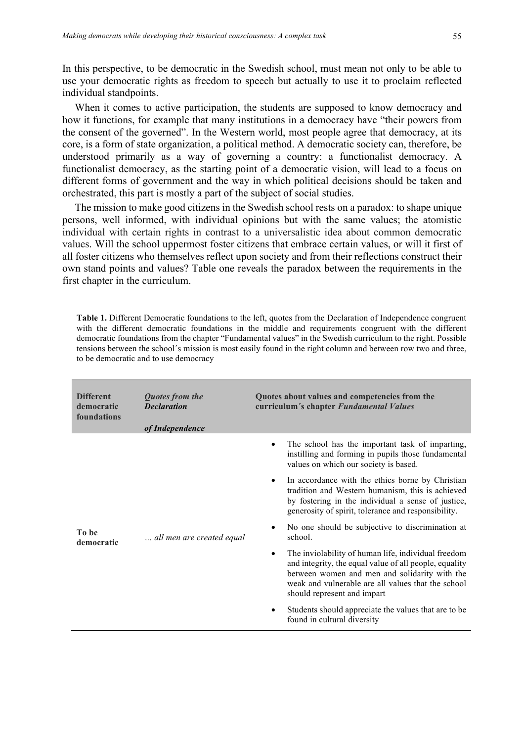In this perspective, to be democratic in the Swedish school, must mean not only to be able to use your democratic rights as freedom to speech but actually to use it to proclaim reflected individual standpoints.

When it comes to active participation, the students are supposed to know democracy and how it functions, for example that many institutions in a democracy have "their powers from the consent of the governed". In the Western world, most people agree that democracy, at its core, is a form of state organization, a political method. A democratic society can, therefore, be understood primarily as a way of governing a country: a functionalist democracy. A functionalist democracy, as the starting point of a democratic vision, will lead to a focus on different forms of government and the way in which political decisions should be taken and orchestrated, this part is mostly a part of the subject of social studies.

The mission to make good citizens in the Swedish school rests on a paradox: to shape unique persons, well informed, with individual opinions but with the same values; the atomistic individual with certain rights in contrast to a universalistic idea about common democratic values. Will the school uppermost foster citizens that embrace certain values, or will it first of all foster citizens who themselves reflect upon society and from their reflections construct their own stand points and values? Table one reveals the paradox between the requirements in the first chapter in the curriculum.

**Table 1.** Different Democratic foundations to the left, quotes from the Declaration of Independence congruent with the different democratic foundations in the middle and requirements congruent with the different democratic foundations from the chapter "Fundamental values" in the Swedish curriculum to the right. Possible tensions between the school´s mission is most easily found in the right column and between row two and three, to be democratic and to use democracy

| **Different democratic foundations** | ***Quotes from the Declaration of Independence*** | **Quotes about values and competencies from the curriculum´s chapter *Fundamental Values*** |
|---|---|---|
| **To be democratic** | *… all men are created equal* | • The school has the important task of imparting, instilling and forming in pupils those fundamental values on which our society is based.<br>• In accordance with the ethics borne by Christian tradition and Western humanism, this is achieved by fostering in the individual a sense of justice, generosity of spirit, tolerance and responsibility.<br>• No one should be subjective to discrimination at school.<br>• The inviolability of human life, individual freedom and integrity, the equal value of all people, equality between women and men and solidarity with the weak and vulnerable are all values that the school should represent and impart<br>• Students should appreciate the values that are to be found in cultural diversity |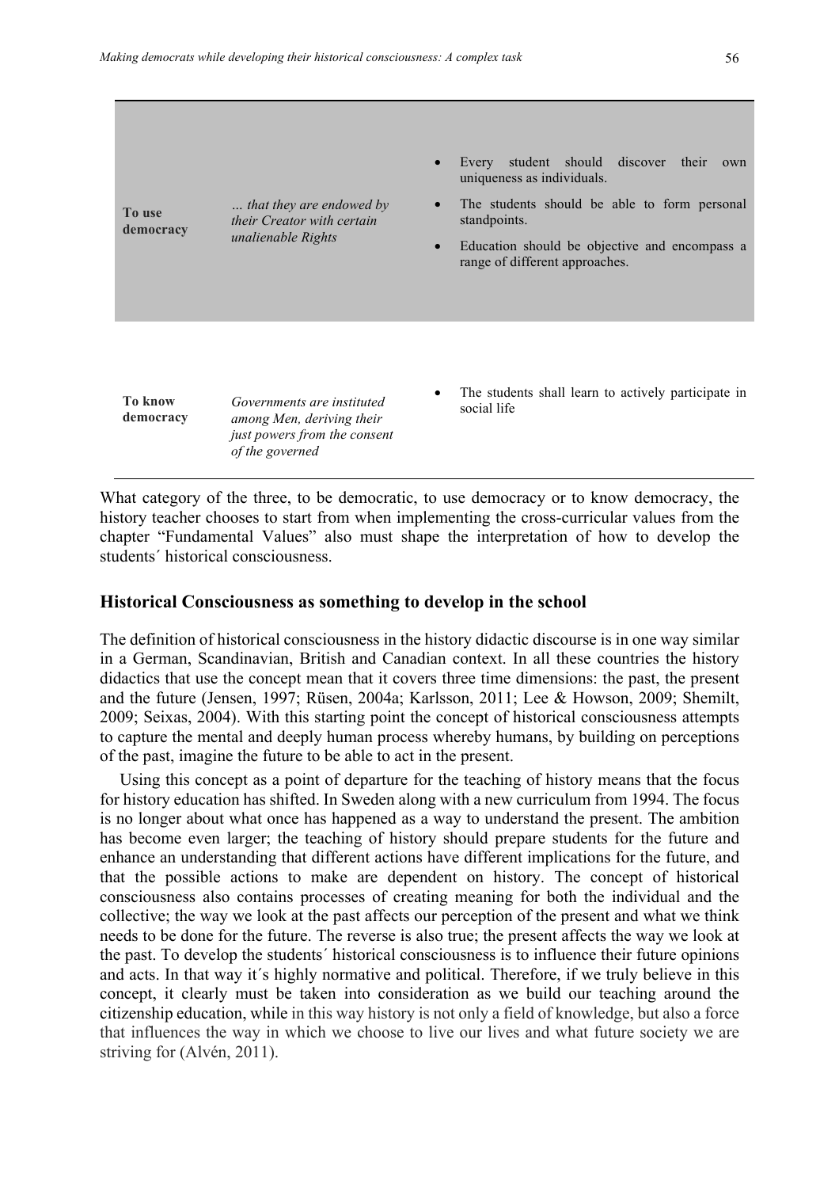| | | |
|---|---|---|
| **To use democracy** | *… that they are endowed by their Creator with certain unalienable Rights* | • Every student should discover their own uniqueness as individuals.<br>• The students should be able to form personal standpoints.<br>• Education should be objective and encompass a range of different approaches. |
| **To know democracy** | *Governments are instituted among Men, deriving their just powers from the consent of the governed* | • The students shall learn to actively participate in social life |

What category of the three, to be democratic, to use democracy or to know democracy, the history teacher chooses to start from when implementing the cross-curricular values from the chapter "Fundamental Values" also must shape the interpretation of how to develop the students´ historical consciousness.

## Historical Consciousness as something to develop in the school

The definition of historical consciousness in the history didactic discourse is in one way similar in a German, Scandinavian, British and Canadian context. In all these countries the history didactics that use the concept mean that it covers three time dimensions: the past, the present and the future (Jensen, 1997; Rüsen, 2004a; Karlsson, 2011; Lee & Howson, 2009; Shemilt, 2009; Seixas, 2004). With this starting point the concept of historical consciousness attempts to capture the mental and deeply human process whereby humans, by building on perceptions of the past, imagine the future to be able to act in the present.

Using this concept as a point of departure for the teaching of history means that the focus for history education has shifted. In Sweden along with a new curriculum from 1994. The focus is no longer about what once has happened as a way to understand the present. The ambition has become even larger; the teaching of history should prepare students for the future and enhance an understanding that different actions have different implications for the future, and that the possible actions to make are dependent on history. The concept of historical consciousness also contains processes of creating meaning for both the individual and the collective; the way we look at the past affects our perception of the present and what we think needs to be done for the future. The reverse is also true; the present affects the way we look at the past. To develop the students´ historical consciousness is to influence their future opinions and acts. In that way it´s highly normative and political. Therefore, if we truly believe in this concept, it clearly must be taken into consideration as we build our teaching around the citizenship education, while in this way history is not only a field of knowledge, but also a force that influences the way in which we choose to live our lives and what future society we are striving for (Alvén, 2011).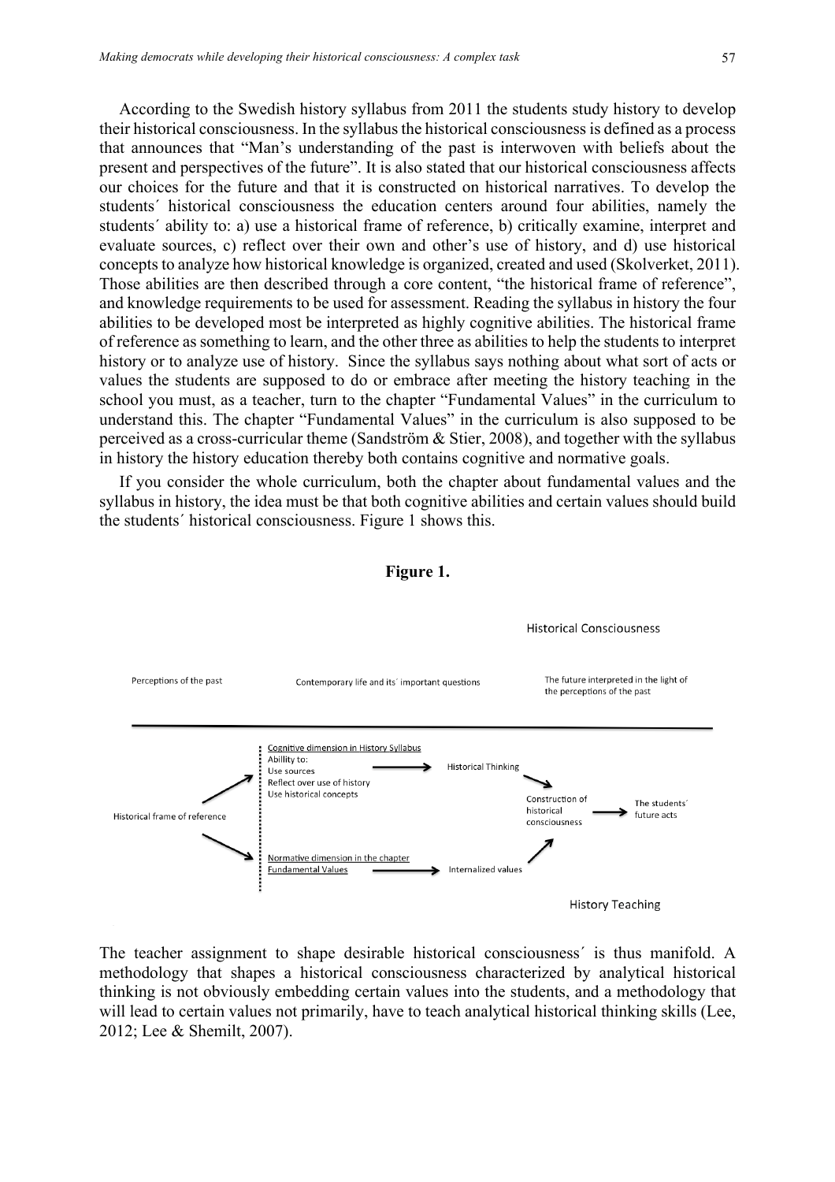According to the Swedish history syllabus from 2011 the students study history to develop their historical consciousness. In the syllabus the historical consciousness is defined as a process that announces that "Man's understanding of the past is interwoven with beliefs about the present and perspectives of the future". It is also stated that our historical consciousness affects our choices for the future and that it is constructed on historical narratives. To develop the students´ historical consciousness the education centers around four abilities, namely the students´ ability to: a) use a historical frame of reference, b) critically examine, interpret and evaluate sources, c) reflect over their own and other's use of history, and d) use historical concepts to analyze how historical knowledge is organized, created and used (Skolverket, 2011). Those abilities are then described through a core content, "the historical frame of reference", and knowledge requirements to be used for assessment. Reading the syllabus in history the four abilities to be developed most be interpreted as highly cognitive abilities. The historical frame of reference as something to learn, and the other three as abilities to help the students to interpret history or to analyze use of history. Since the syllabus says nothing about what sort of acts or values the students are supposed to do or embrace after meeting the history teaching in the school you must, as a teacher, turn to the chapter "Fundamental Values" in the curriculum to understand this. The chapter "Fundamental Values" in the curriculum is also supposed to be perceived as a cross-curricular theme (Sandström & Stier, 2008), and together with the syllabus in history the history education thereby both contains cognitive and normative goals.

If you consider the whole curriculum, both the chapter about fundamental values and the syllabus in history, the idea must be that both cognitive abilities and certain values should build the students´ historical consciousness. Figure 1 shows this.

**Figure 1.**

Historical Consciousness

Perceptions of the past — Contemporary life and its´ important questions — The future interpreted in the light of the perceptions of the past

Historical frame of reference → Cognitive dimension in History Syllabus (Abillity to: Use sources; Reflect over use of history; Use historical concepts) → Historical Thinking → Construction of historical consciousness → The students´ future acts

Historical frame of reference → Normative dimension in the chapter Fundamental Values → Internalized values → Construction of historical consciousness

History Teaching

The teacher assignment to shape desirable historical consciousness´ is thus manifold. A methodology that shapes a historical consciousness characterized by analytical historical thinking is not obviously embedding certain values into the students, and a methodology that will lead to certain values not primarily, have to teach analytical historical thinking skills (Lee, 2012; Lee & Shemilt, 2007).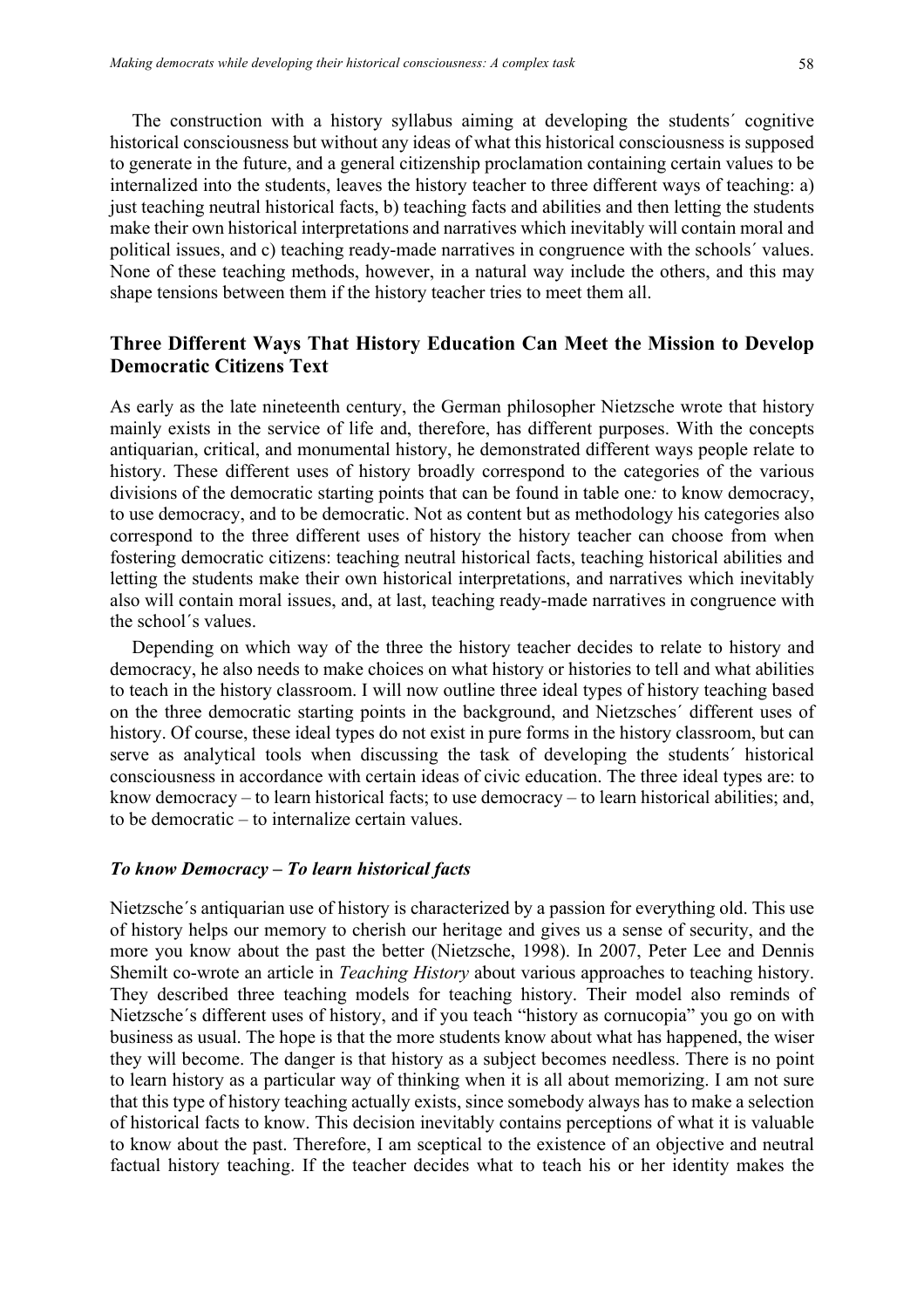The construction with a history syllabus aiming at developing the students´ cognitive historical consciousness but without any ideas of what this historical consciousness is supposed to generate in the future, and a general citizenship proclamation containing certain values to be internalized into the students, leaves the history teacher to three different ways of teaching: a) just teaching neutral historical facts, b) teaching facts and abilities and then letting the students make their own historical interpretations and narratives which inevitably will contain moral and political issues, and c) teaching ready-made narratives in congruence with the schools´ values. None of these teaching methods, however, in a natural way include the others, and this may shape tensions between them if the history teacher tries to meet them all.

## Three Different Ways That History Education Can Meet the Mission to Develop Democratic Citizens Text

As early as the late nineteenth century, the German philosopher Nietzsche wrote that history mainly exists in the service of life and, therefore, has different purposes. With the concepts antiquarian, critical, and monumental history, he demonstrated different ways people relate to history. These different uses of history broadly correspond to the categories of the various divisions of the democratic starting points that can be found in table one*:* to know democracy, to use democracy, and to be democratic. Not as content but as methodology his categories also correspond to the three different uses of history the history teacher can choose from when fostering democratic citizens: teaching neutral historical facts, teaching historical abilities and letting the students make their own historical interpretations, and narratives which inevitably also will contain moral issues, and, at last, teaching ready-made narratives in congruence with the school´s values.

Depending on which way of the three the history teacher decides to relate to history and democracy, he also needs to make choices on what history or histories to tell and what abilities to teach in the history classroom. I will now outline three ideal types of history teaching based on the three democratic starting points in the background, and Nietzsches´ different uses of history. Of course, these ideal types do not exist in pure forms in the history classroom, but can serve as analytical tools when discussing the task of developing the students´ historical consciousness in accordance with certain ideas of civic education. The three ideal types are: to know democracy – to learn historical facts; to use democracy – to learn historical abilities; and, to be democratic – to internalize certain values.

### *To know Democracy – To learn historical facts*

Nietzsche´s antiquarian use of history is characterized by a passion for everything old. This use of history helps our memory to cherish our heritage and gives us a sense of security, and the more you know about the past the better (Nietzsche, 1998). In 2007, Peter Lee and Dennis Shemilt co-wrote an article in *Teaching History* about various approaches to teaching history. They described three teaching models for teaching history. Their model also reminds of Nietzsche´s different uses of history, and if you teach "history as cornucopia" you go on with business as usual. The hope is that the more students know about what has happened, the wiser they will become. The danger is that history as a subject becomes needless. There is no point to learn history as a particular way of thinking when it is all about memorizing. I am not sure that this type of history teaching actually exists, since somebody always has to make a selection of historical facts to know. This decision inevitably contains perceptions of what it is valuable to know about the past. Therefore, I am sceptical to the existence of an objective and neutral factual history teaching. If the teacher decides what to teach his or her identity makes the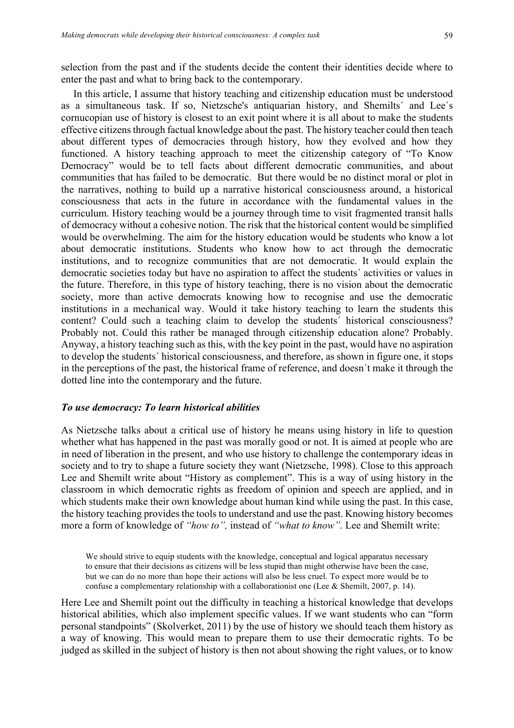selection from the past and if the students decide the content their identities decide where to enter the past and what to bring back to the contemporary.

In this article, I assume that history teaching and citizenship education must be understood as a simultaneous task. If so, Nietzsche's antiquarian history, and Shemilts´ and Lee´s cornucopian use of history is closest to an exit point where it is all about to make the students effective citizens through factual knowledge about the past. The history teacher could then teach about different types of democracies through history, how they evolved and how they functioned. A history teaching approach to meet the citizenship category of "To Know Democracy" would be to tell facts about different democratic communities, and about communities that has failed to be democratic. But there would be no distinct moral or plot in the narratives, nothing to build up a narrative historical consciousness around, a historical consciousness that acts in the future in accordance with the fundamental values in the curriculum. History teaching would be a journey through time to visit fragmented transit halls of democracy without a cohesive notion. The risk that the historical content would be simplified would be overwhelming. The aim for the history education would be students who know a lot about democratic institutions. Students who know how to act through the democratic institutions, and to recognize communities that are not democratic. It would explain the democratic societies today but have no aspiration to affect the students´ activities or values in the future. Therefore, in this type of history teaching, there is no vision about the democratic society, more than active democrats knowing how to recognise and use the democratic institutions in a mechanical way. Would it take history teaching to learn the students this content? Could such a teaching claim to develop the students´ historical consciousness? Probably not. Could this rather be managed through citizenship education alone? Probably. Anyway, a history teaching such as this, with the key point in the past, would have no aspiration to develop the students´ historical consciousness, and therefore, as shown in figure one, it stops in the perceptions of the past, the historical frame of reference, and doesn´t make it through the dotted line into the contemporary and the future.

### *To use democracy: To learn historical abilities*

As Nietzsche talks about a critical use of history he means using history in life to question whether what has happened in the past was morally good or not. It is aimed at people who are in need of liberation in the present, and who use history to challenge the contemporary ideas in society and to try to shape a future society they want (Nietzsche, 1998). Close to this approach Lee and Shemilt write about "History as complement". This is a way of using history in the classroom in which democratic rights as freedom of opinion and speech are applied, and in which students make their own knowledge about human kind while using the past. In this case, the history teaching provides the tools to understand and use the past. Knowing history becomes more a form of knowledge of *"how to",* instead of *"what to know".* Lee and Shemilt write:

> We should strive to equip students with the knowledge, conceptual and logical apparatus necessary to ensure that their decisions as citizens will be less stupid than might otherwise have been the case, but we can do no more than hope their actions will also be less cruel. To expect more would be to confuse a complementary relationship with a collaborationist one (Lee & Shemilt, 2007, p. 14).

Here Lee and Shemilt point out the difficulty in teaching a historical knowledge that develops historical abilities, which also implement specific values. If we want students who can "form personal standpoints" (Skolverket, 2011) by the use of history we should teach them history as a way of knowing. This would mean to prepare them to use their democratic rights. To be judged as skilled in the subject of history is then not about showing the right values, or to know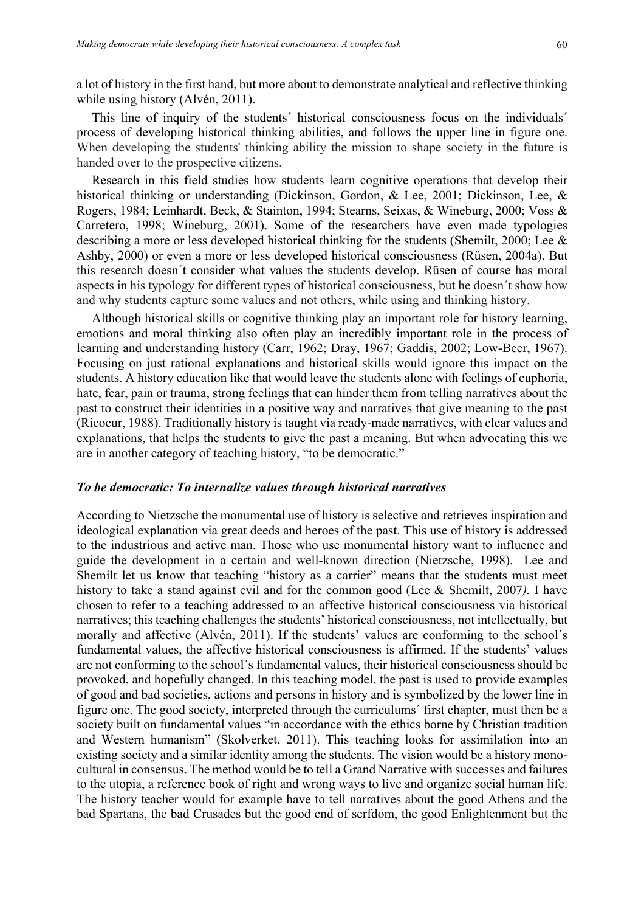a lot of history in the first hand, but more about to demonstrate analytical and reflective thinking while using history (Alvén, 2011).

This line of inquiry of the students´ historical consciousness focus on the individuals´ process of developing historical thinking abilities, and follows the upper line in figure one. When developing the students' thinking ability the mission to shape society in the future is handed over to the prospective citizens.

Research in this field studies how students learn cognitive operations that develop their historical thinking or understanding (Dickinson, Gordon, & Lee, 2001; Dickinson, Lee, & Rogers, 1984; Leinhardt, Beck, & Stainton, 1994; Stearns, Seixas, & Wineburg, 2000; Voss & Carretero, 1998; Wineburg, 2001). Some of the researchers have even made typologies describing a more or less developed historical thinking for the students (Shemilt, 2000; Lee & Ashby, 2000) or even a more or less developed historical consciousness (Rüsen, 2004a). But this research doesn´t consider what values the students develop. Rüsen of course has moral aspects in his typology for different types of historical consciousness, but he doesn´t show how and why students capture some values and not others, while using and thinking history.

Although historical skills or cognitive thinking play an important role for history learning, emotions and moral thinking also often play an incredibly important role in the process of learning and understanding history (Carr, 1962; Dray, 1967; Gaddis, 2002; Low-Beer, 1967). Focusing on just rational explanations and historical skills would ignore this impact on the students. A history education like that would leave the students alone with feelings of euphoria, hate, fear, pain or trauma, strong feelings that can hinder them from telling narratives about the past to construct their identities in a positive way and narratives that give meaning to the past (Ricoeur, 1988). Traditionally history is taught via ready-made narratives, with clear values and explanations, that helps the students to give the past a meaning. But when advocating this we are in another category of teaching history, "to be democratic."

### *To be democratic: To internalize values through historical narratives*

According to Nietzsche the monumental use of history is selective and retrieves inspiration and ideological explanation via great deeds and heroes of the past. This use of history is addressed to the industrious and active man. Those who use monumental history want to influence and guide the development in a certain and well-known direction (Nietzsche, 1998). Lee and Shemilt let us know that teaching "history as a carrier" means that the students must meet history to take a stand against evil and for the common good (Lee & Shemilt, 2007*)*. I have chosen to refer to a teaching addressed to an affective historical consciousness via historical narratives; this teaching challenges the students' historical consciousness, not intellectually, but morally and affective (Alvén, 2011). If the students' values are conforming to the school´s fundamental values, the affective historical consciousness is affirmed. If the students' values are not conforming to the school´s fundamental values, their historical consciousness should be provoked, and hopefully changed. In this teaching model, the past is used to provide examples of good and bad societies, actions and persons in history and is symbolized by the lower line in figure one. The good society, interpreted through the curriculums´ first chapter, must then be a society built on fundamental values "in accordance with the ethics borne by Christian tradition and Western humanism" (Skolverket, 2011). This teaching looks for assimilation into an existing society and a similar identity among the students. The vision would be a history mono-cultural in consensus. The method would be to tell a Grand Narrative with successes and failures to the utopia, a reference book of right and wrong ways to live and organize social human life. The history teacher would for example have to tell narratives about the good Athens and the bad Spartans, the bad Crusades but the good end of serfdom, the good Enlightenment but the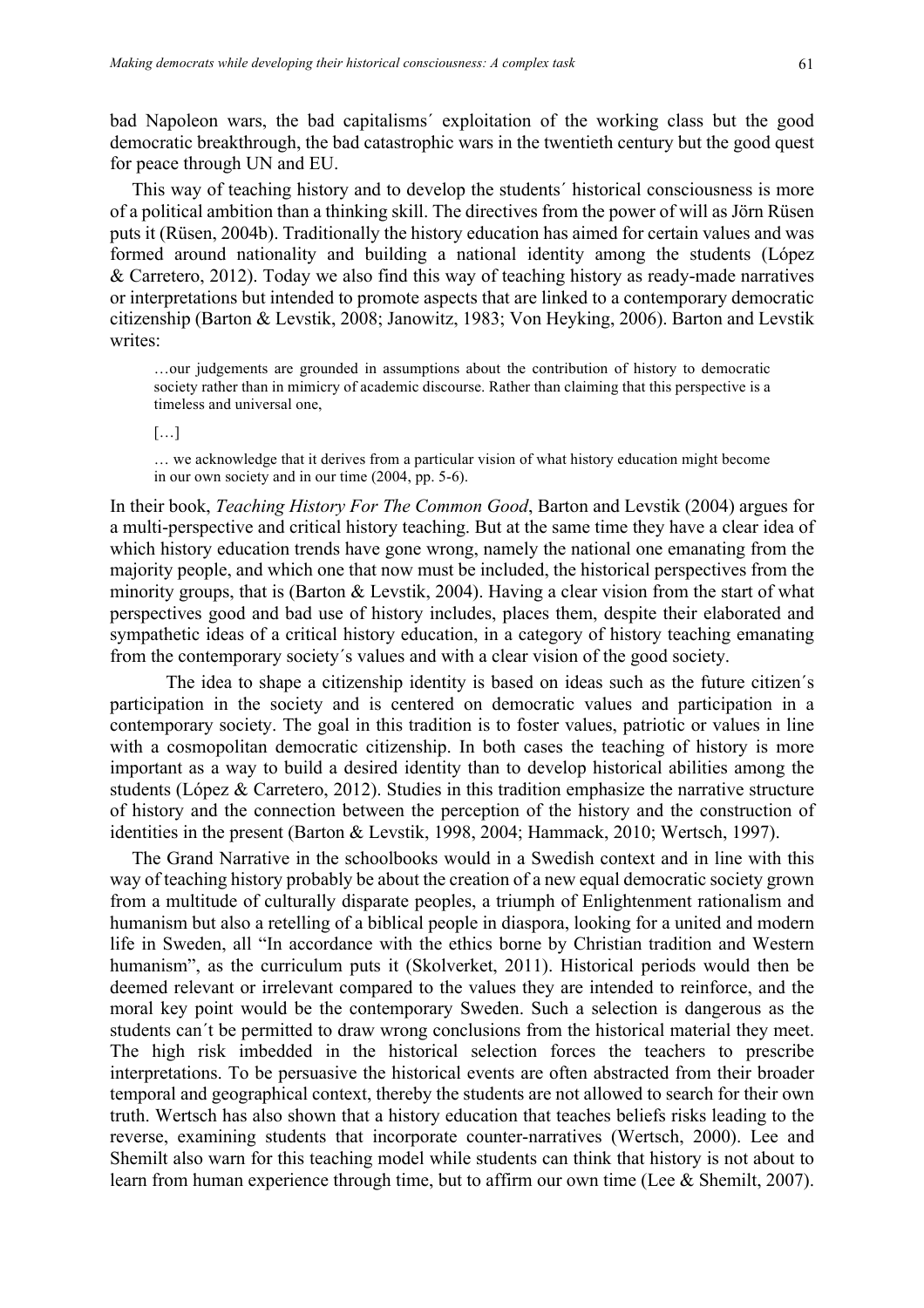bad Napoleon wars, the bad capitalisms´ exploitation of the working class but the good democratic breakthrough, the bad catastrophic wars in the twentieth century but the good quest for peace through UN and EU.

This way of teaching history and to develop the students´ historical consciousness is more of a political ambition than a thinking skill. The directives from the power of will as Jörn Rüsen puts it (Rüsen, 2004b). Traditionally the history education has aimed for certain values and was formed around nationality and building a national identity among the students (López & Carretero, 2012). Today we also find this way of teaching history as ready-made narratives or interpretations but intended to promote aspects that are linked to a contemporary democratic citizenship (Barton & Levstik, 2008; Janowitz, 1983; Von Heyking, 2006). Barton and Levstik writes:

> …our judgements are grounded in assumptions about the contribution of history to democratic society rather than in mimicry of academic discourse. Rather than claiming that this perspective is a timeless and universal one,
>
> […]
>
> … we acknowledge that it derives from a particular vision of what history education might become in our own society and in our time (2004, pp. 5-6).

In their book, *Teaching History For The Common Good*, Barton and Levstik (2004) argues for a multi-perspective and critical history teaching. But at the same time they have a clear idea of which history education trends have gone wrong, namely the national one emanating from the majority people, and which one that now must be included, the historical perspectives from the minority groups, that is (Barton & Levstik, 2004). Having a clear vision from the start of what perspectives good and bad use of history includes, places them, despite their elaborated and sympathetic ideas of a critical history education, in a category of history teaching emanating from the contemporary society´s values and with a clear vision of the good society.

The idea to shape a citizenship identity is based on ideas such as the future citizen´s participation in the society and is centered on democratic values and participation in a contemporary society. The goal in this tradition is to foster values, patriotic or values in line with a cosmopolitan democratic citizenship. In both cases the teaching of history is more important as a way to build a desired identity than to develop historical abilities among the students (López & Carretero, 2012). Studies in this tradition emphasize the narrative structure of history and the connection between the perception of the history and the construction of identities in the present (Barton & Levstik, 1998, 2004; Hammack, 2010; Wertsch, 1997).

The Grand Narrative in the schoolbooks would in a Swedish context and in line with this way of teaching history probably be about the creation of a new equal democratic society grown from a multitude of culturally disparate peoples, a triumph of Enlightenment rationalism and humanism but also a retelling of a biblical people in diaspora, looking for a united and modern life in Sweden, all "In accordance with the ethics borne by Christian tradition and Western humanism", as the curriculum puts it (Skolverket, 2011). Historical periods would then be deemed relevant or irrelevant compared to the values they are intended to reinforce, and the moral key point would be the contemporary Sweden. Such a selection is dangerous as the students can´t be permitted to draw wrong conclusions from the historical material they meet. The high risk imbedded in the historical selection forces the teachers to prescribe interpretations. To be persuasive the historical events are often abstracted from their broader temporal and geographical context, thereby the students are not allowed to search for their own truth. Wertsch has also shown that a history education that teaches beliefs risks leading to the reverse, examining students that incorporate counter-narratives (Wertsch, 2000). Lee and Shemilt also warn for this teaching model while students can think that history is not about to learn from human experience through time, but to affirm our own time (Lee & Shemilt, 2007).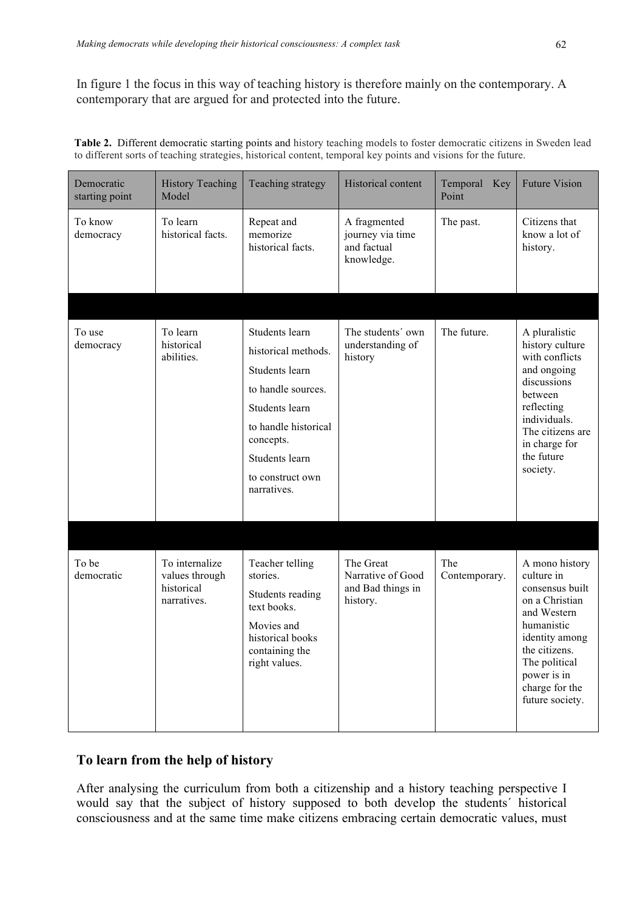In figure 1 the focus in this way of teaching history is therefore mainly on the contemporary. A contemporary that are argued for and protected into the future.

**Table 2.** Different democratic starting points and history teaching models to foster democratic citizens in Sweden lead to different sorts of teaching strategies, historical content, temporal key points and visions for the future.

| Democratic starting point | History Teaching Model | Teaching strategy | Historical content | Temporal Key Point | Future Vision |
|---|---|---|---|---|---|
| To know democracy | To learn historical facts. | Repeat and memorize historical facts. | A fragmented journey via time and factual knowledge. | The past. | Citizens that know a lot of history. |
| | | | | | |
| To use democracy | To learn historical abilities. | Students learn historical methods. Students learn to handle sources. Students learn to handle historical concepts. Students learn to construct own narratives. | The students´ own understanding of history | The future. | A pluralistic history culture with conflicts and ongoing discussions between reflecting individuals. The citizens are in charge for the future society. |
| | | | | | |
| To be democratic | To internalize values through historical narratives. | Teacher telling stories. Students reading text books. Movies and historical books containing the right values. | The Great Narrative of Good and Bad things in history. | The Contemporary. | A mono history culture in consensus built on a Christian and Western humanistic identity among the citizens. The political power is in charge for the future society. |

## To learn from the help of history

After analysing the curriculum from both a citizenship and a history teaching perspective I would say that the subject of history supposed to both develop the students´ historical consciousness and at the same time make citizens embracing certain democratic values, must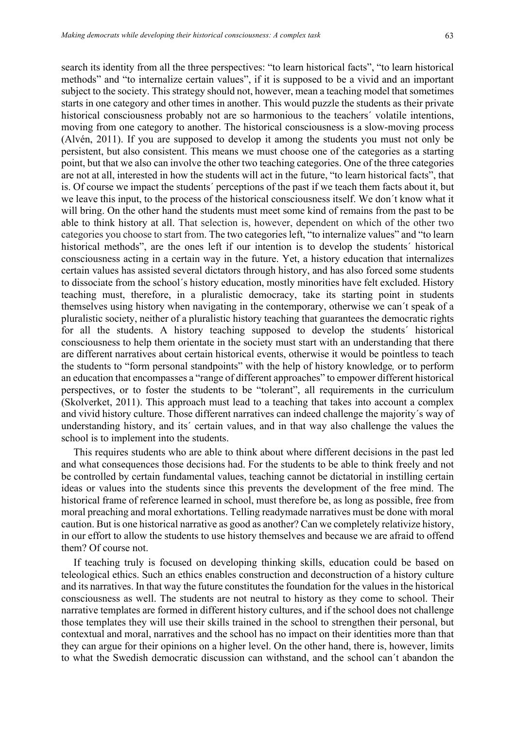search its identity from all the three perspectives: "to learn historical facts", "to learn historical methods" and "to internalize certain values", if it is supposed to be a vivid and an important subject to the society. This strategy should not, however, mean a teaching model that sometimes starts in one category and other times in another. This would puzzle the students as their private historical consciousness probably not are so harmonious to the teachers´ volatile intentions, moving from one category to another. The historical consciousness is a slow-moving process (Alvén, 2011). If you are supposed to develop it among the students you must not only be persistent, but also consistent. This means we must choose one of the categories as a starting point, but that we also can involve the other two teaching categories. One of the three categories are not at all, interested in how the students will act in the future, "to learn historical facts", that is. Of course we impact the students´ perceptions of the past if we teach them facts about it, but we leave this input, to the process of the historical consciousness itself. We don´t know what it will bring. On the other hand the students must meet some kind of remains from the past to be able to think history at all. That selection is, however, dependent on which of the other two categories you choose to start from. The two categories left, "to internalize values" and "to learn historical methods", are the ones left if our intention is to develop the students´ historical consciousness acting in a certain way in the future. Yet, a history education that internalizes certain values has assisted several dictators through history, and has also forced some students to dissociate from the school´s history education, mostly minorities have felt excluded. History teaching must, therefore, in a pluralistic democracy, take its starting point in students themselves using history when navigating in the contemporary, otherwise we can´t speak of a pluralistic society, neither of a pluralistic history teaching that guarantees the democratic rights for all the students. A history teaching supposed to develop the students´ historical consciousness to help them orientate in the society must start with an understanding that there are different narratives about certain historical events, otherwise it would be pointless to teach the students to "form personal standpoints" with the help of history knowledge*,* or to perform an education that encompasses a "range of different approaches" to empower different historical perspectives, or to foster the students to be "tolerant", all requirements in the curriculum (Skolverket, 2011). This approach must lead to a teaching that takes into account a complex and vivid history culture. Those different narratives can indeed challenge the majority´s way of understanding history, and its´ certain values, and in that way also challenge the values the school is to implement into the students.

This requires students who are able to think about where different decisions in the past led and what consequences those decisions had. For the students to be able to think freely and not be controlled by certain fundamental values, teaching cannot be dictatorial in instilling certain ideas or values into the students since this prevents the development of the free mind. The historical frame of reference learned in school, must therefore be, as long as possible, free from moral preaching and moral exhortations. Telling readymade narratives must be done with moral caution. But is one historical narrative as good as another? Can we completely relativize history, in our effort to allow the students to use history themselves and because we are afraid to offend them? Of course not.

If teaching truly is focused on developing thinking skills, education could be based on teleological ethics. Such an ethics enables construction and deconstruction of a history culture and its narratives. In that way the future constitutes the foundation for the values in the historical consciousness as well. The students are not neutral to history as they come to school. Their narrative templates are formed in different history cultures, and if the school does not challenge those templates they will use their skills trained in the school to strengthen their personal, but contextual and moral, narratives and the school has no impact on their identities more than that they can argue for their opinions on a higher level. On the other hand, there is, however, limits to what the Swedish democratic discussion can withstand, and the school can´t abandon the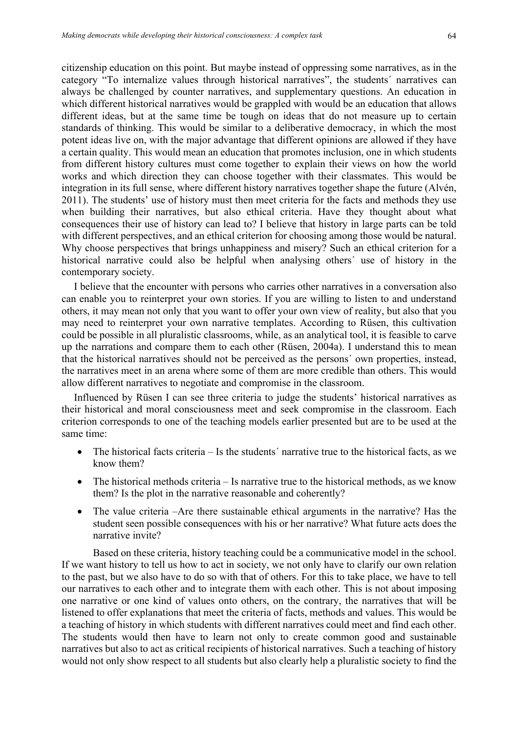citizenship education on this point. But maybe instead of oppressing some narratives, as in the category "To internalize values through historical narratives", the students´ narratives can always be challenged by counter narratives, and supplementary questions. An education in which different historical narratives would be grappled with would be an education that allows different ideas, but at the same time be tough on ideas that do not measure up to certain standards of thinking. This would be similar to a deliberative democracy, in which the most potent ideas live on, with the major advantage that different opinions are allowed if they have a certain quality. This would mean an education that promotes inclusion, one in which students from different history cultures must come together to explain their views on how the world works and which direction they can choose together with their classmates. This would be integration in its full sense, where different history narratives together shape the future (Alvén, 2011). The students' use of history must then meet criteria for the facts and methods they use when building their narratives, but also ethical criteria. Have they thought about what consequences their use of history can lead to? I believe that history in large parts can be told with different perspectives, and an ethical criterion for choosing among those would be natural. Why choose perspectives that brings unhappiness and misery? Such an ethical criterion for a historical narrative could also be helpful when analysing others´ use of history in the contemporary society.

I believe that the encounter with persons who carries other narratives in a conversation also can enable you to reinterpret your own stories. If you are willing to listen to and understand others, it may mean not only that you want to offer your own view of reality, but also that you may need to reinterpret your own narrative templates. According to Rüsen, this cultivation could be possible in all pluralistic classrooms, while, as an analytical tool, it is feasible to carve up the narrations and compare them to each other (Rüsen, 2004a). I understand this to mean that the historical narratives should not be perceived as the persons´ own properties, instead, the narratives meet in an arena where some of them are more credible than others. This would allow different narratives to negotiate and compromise in the classroom.

Influenced by Rüsen I can see three criteria to judge the students' historical narratives as their historical and moral consciousness meet and seek compromise in the classroom. Each criterion corresponds to one of the teaching models earlier presented but are to be used at the same time:

- The historical facts criteria – Is the students´ narrative true to the historical facts, as we know them?
- The historical methods criteria – Is narrative true to the historical methods, as we know them? Is the plot in the narrative reasonable and coherently?
- The value criteria –Are there sustainable ethical arguments in the narrative? Has the student seen possible consequences with his or her narrative? What future acts does the narrative invite?

Based on these criteria, history teaching could be a communicative model in the school. If we want history to tell us how to act in society, we not only have to clarify our own relation to the past, but we also have to do so with that of others. For this to take place, we have to tell our narratives to each other and to integrate them with each other. This is not about imposing one narrative or one kind of values onto others, on the contrary, the narratives that will be listened to offer explanations that meet the criteria of facts, methods and values. This would be a teaching of history in which students with different narratives could meet and find each other. The students would then have to learn not only to create common good and sustainable narratives but also to act as critical recipients of historical narratives. Such a teaching of history would not only show respect to all students but also clearly help a pluralistic society to find the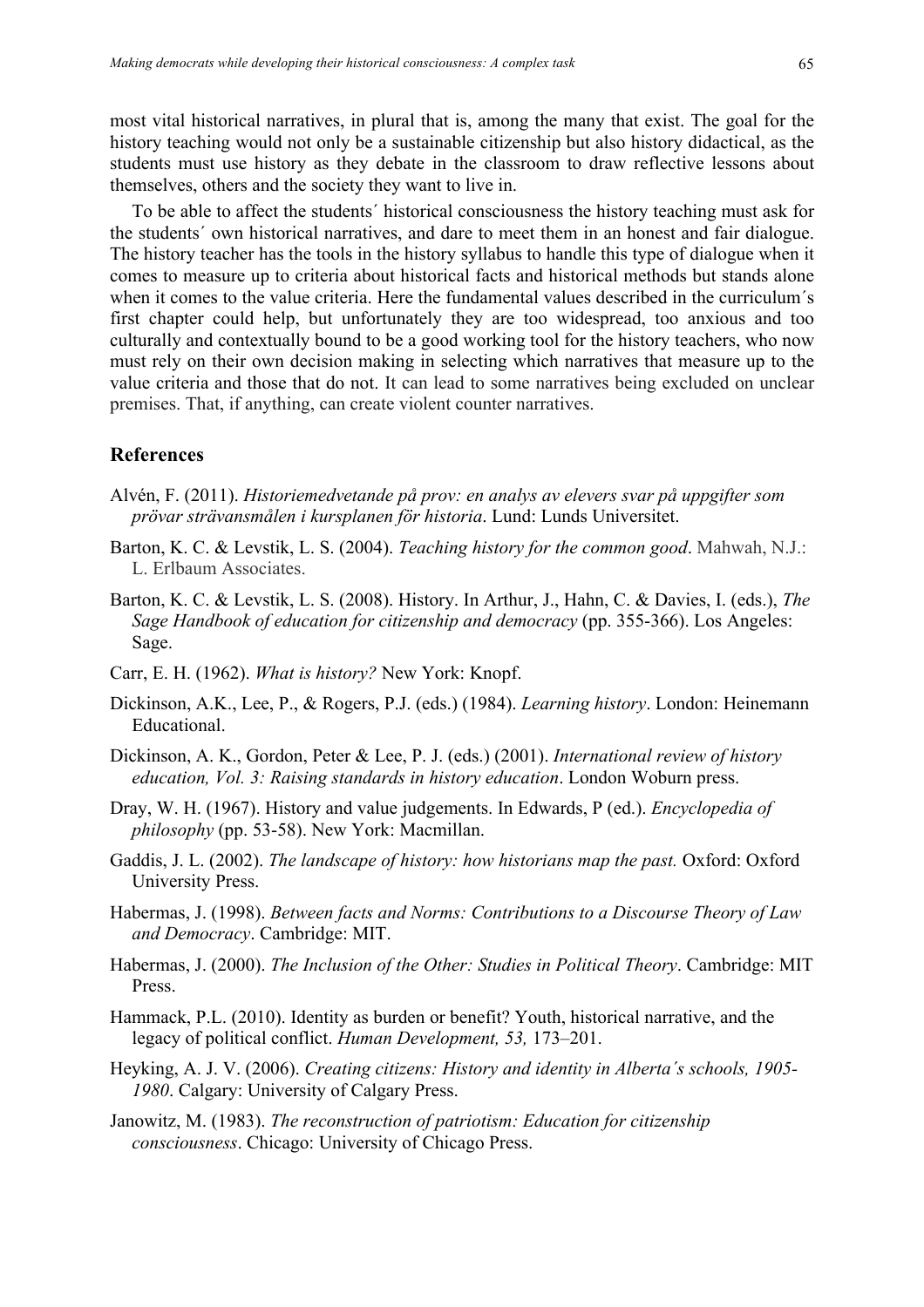most vital historical narratives, in plural that is, among the many that exist. The goal for the history teaching would not only be a sustainable citizenship but also history didactical, as the students must use history as they debate in the classroom to draw reflective lessons about themselves, others and the society they want to live in.

To be able to affect the students´ historical consciousness the history teaching must ask for the students´ own historical narratives, and dare to meet them in an honest and fair dialogue. The history teacher has the tools in the history syllabus to handle this type of dialogue when it comes to measure up to criteria about historical facts and historical methods but stands alone when it comes to the value criteria. Here the fundamental values described in the curriculum´s first chapter could help, but unfortunately they are too widespread, too anxious and too culturally and contextually bound to be a good working tool for the history teachers, who now must rely on their own decision making in selecting which narratives that measure up to the value criteria and those that do not. It can lead to some narratives being excluded on unclear premises. That, if anything, can create violent counter narratives.

## References

Alvén, F. (2011). *Historiemedvetande på prov: en analys av elevers svar på uppgifter som prövar strävansmålen i kursplanen för historia*. Lund: Lunds Universitet.

Barton, K. C. & Levstik, L. S. (2004). *Teaching history for the common good*. Mahwah, N.J.: L. Erlbaum Associates.

Barton, K. C. & Levstik, L. S. (2008). History. In Arthur, J., Hahn, C. & Davies, I. (eds.), *The Sage Handbook of education for citizenship and democracy* (pp. 355-366). Los Angeles: Sage.

Carr, E. H. (1962). *What is history?* New York: Knopf.

Dickinson, A.K., Lee, P., & Rogers, P.J. (eds.) (1984). *Learning history*. London: Heinemann Educational.

Dickinson, A. K., Gordon, Peter & Lee, P. J. (eds.) (2001). *International review of history education, Vol. 3: Raising standards in history education*. London Woburn press.

Dray, W. H. (1967). History and value judgements. In Edwards, P (ed.). *Encyclopedia of philosophy* (pp. 53-58). New York: Macmillan.

Gaddis, J. L. (2002). *The landscape of history: how historians map the past.* Oxford: Oxford University Press.

Habermas, J. (1998). *Between facts and Norms: Contributions to a Discourse Theory of Law and Democracy*. Cambridge: MIT.

Habermas, J. (2000). *The Inclusion of the Other: Studies in Political Theory*. Cambridge: MIT Press.

Hammack, P.L. (2010). Identity as burden or benefit? Youth, historical narrative, and the legacy of political conflict. *Human Development, 53,* 173–201.

Heyking, A. J. V. (2006). *Creating citizens: History and identity in Alberta´s schools, 1905-1980*. Calgary: University of Calgary Press.

Janowitz, M. (1983). *The reconstruction of patriotism: Education for citizenship consciousness*. Chicago: University of Chicago Press.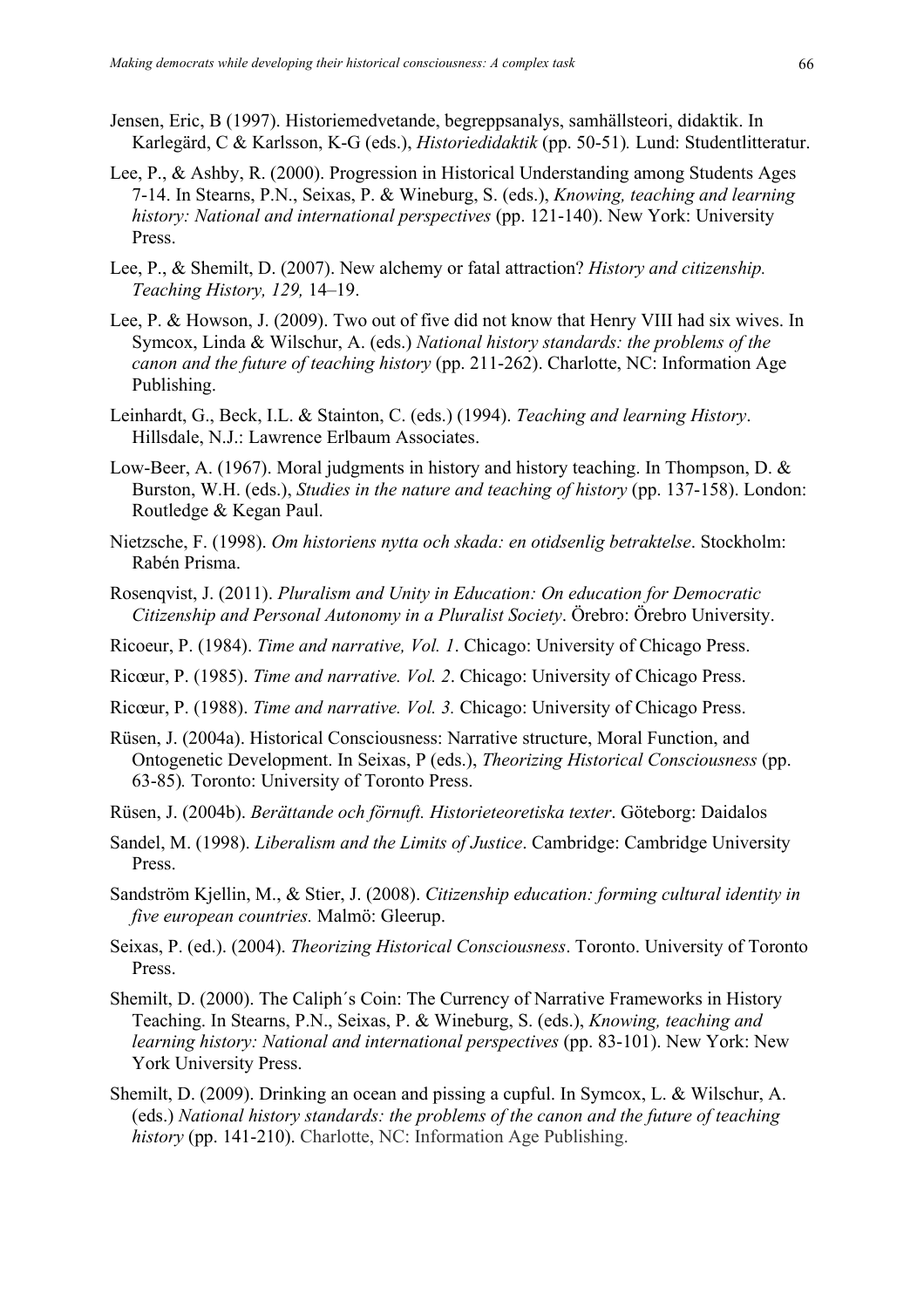Jensen, Eric, B (1997). Historiemedvetande, begreppsanalys, samhällsteori, didaktik. In Karlegärd, C & Karlsson, K-G (eds.), *Historiedidaktik* (pp. 50-51)*.* Lund: Studentlitteratur.

Lee, P., & Ashby, R. (2000). Progression in Historical Understanding among Students Ages 7-14. In Stearns, P.N., Seixas, P. & Wineburg, S. (eds.), *Knowing, teaching and learning history: National and international perspectives* (pp. 121-140). New York: University Press.

Lee, P., & Shemilt, D. (2007). New alchemy or fatal attraction? *History and citizenship. Teaching History, 129,* 14–19.

Lee, P. & Howson, J. (2009). Two out of five did not know that Henry VIII had six wives. In Symcox, Linda & Wilschur, A. (eds.) *National history standards: the problems of the canon and the future of teaching history* (pp. 211-262). Charlotte, NC: Information Age Publishing.

Leinhardt, G., Beck, I.L. & Stainton, C. (eds.) (1994). *Teaching and learning History*. Hillsdale, N.J.: Lawrence Erlbaum Associates.

Low-Beer, A. (1967). Moral judgments in history and history teaching. In Thompson, D. & Burston, W.H. (eds.), *Studies in the nature and teaching of history* (pp. 137-158). London: Routledge & Kegan Paul.

Nietzsche, F. (1998). *Om historiens nytta och skada: en otidsenlig betraktelse*. Stockholm: Rabén Prisma.

Rosenqvist, J. (2011). *Pluralism and Unity in Education: On education for Democratic Citizenship and Personal Autonomy in a Pluralist Society*. Örebro: Örebro University.

Ricoeur, P. (1984). *Time and narrative, Vol. 1*. Chicago: University of Chicago Press.

Ricœur, P. (1985). *Time and narrative. Vol. 2*. Chicago: University of Chicago Press.

Ricœur, P. (1988). *Time and narrative. Vol. 3.* Chicago: University of Chicago Press.

Rüsen, J. (2004a). Historical Consciousness: Narrative structure, Moral Function, and Ontogenetic Development. In Seixas, P (eds.), *Theorizing Historical Consciousness* (pp. 63-85)*.* Toronto: University of Toronto Press.

Rüsen, J. (2004b). *Berättande och förnuft. Historieteoretiska texter*. Göteborg: Daidalos

Sandel, M. (1998). *Liberalism and the Limits of Justice*. Cambridge: Cambridge University Press.

Sandström Kjellin, M., & Stier, J. (2008). *Citizenship education: forming cultural identity in five european countries.* Malmö: Gleerup.

Seixas, P. (ed.). (2004). *Theorizing Historical Consciousness*. Toronto. University of Toronto Press.

Shemilt, D. (2000). The Caliph´s Coin: The Currency of Narrative Frameworks in History Teaching. In Stearns, P.N., Seixas, P. & Wineburg, S. (eds.), *Knowing, teaching and learning history: National and international perspectives* (pp. 83-101). New York: New York University Press.

Shemilt, D. (2009). Drinking an ocean and pissing a cupful. In Symcox, L. & Wilschur, A. (eds.) *National history standards: the problems of the canon and the future of teaching history* (pp. 141-210). Charlotte, NC: Information Age Publishing.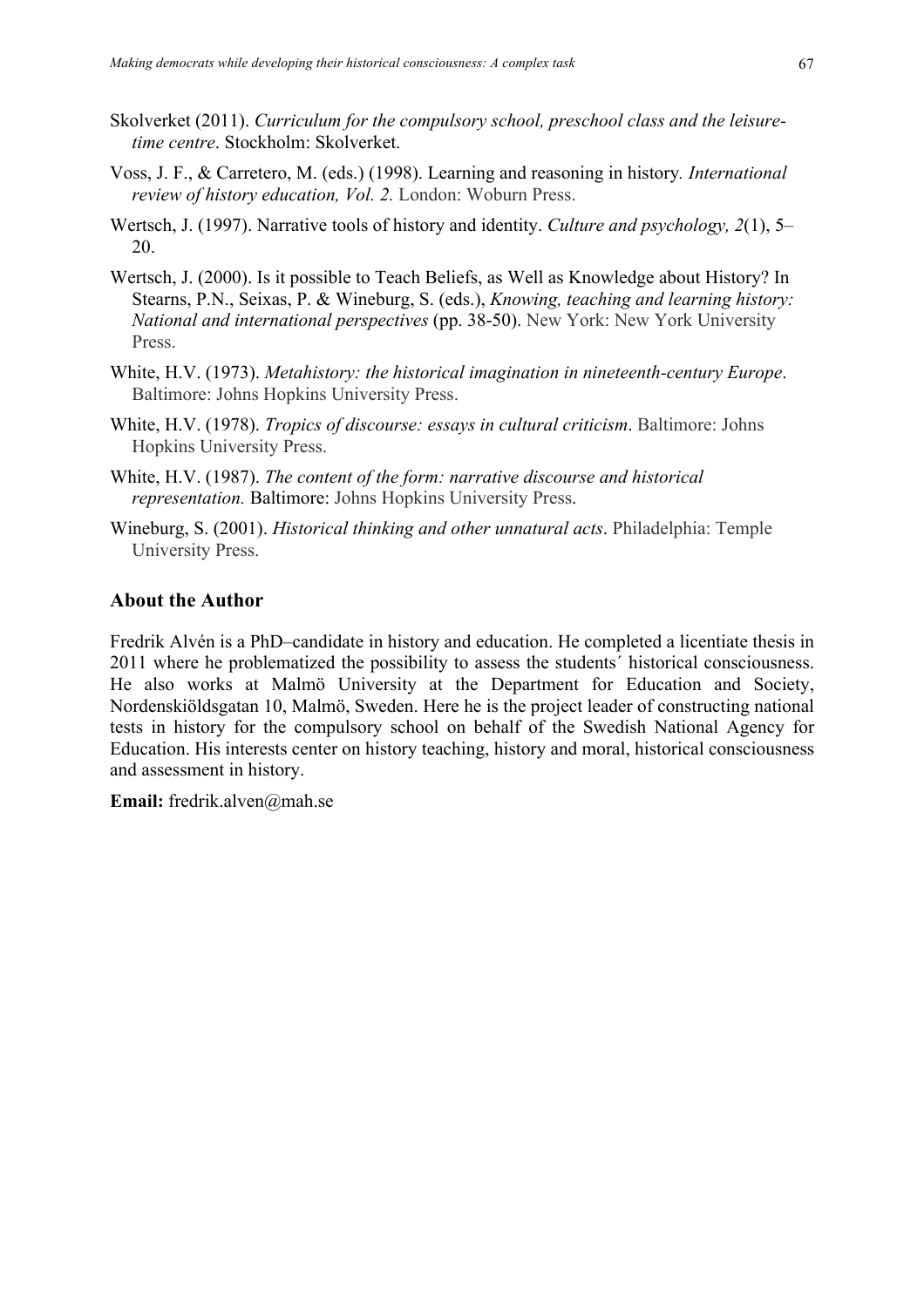Skolverket (2011). *Curriculum for the compulsory school, preschool class and the leisure-time centre*. Stockholm: Skolverket.

Voss, J. F., & Carretero, M. (eds.) (1998). Learning and reasoning in history. *International review of history education, Vol. 2.* London: Woburn Press.

Wertsch, J. (1997). Narrative tools of history and identity. *Culture and psychology, 2*(1), 5–20.

Wertsch, J. (2000). Is it possible to Teach Beliefs, as Well as Knowledge about History? In Stearns, P.N., Seixas, P. & Wineburg, S. (eds.), *Knowing, teaching and learning history: National and international perspectives* (pp. 38-50). New York: New York University Press.

White, H.V. (1973). *Metahistory: the historical imagination in nineteenth-century Europe*. Baltimore: Johns Hopkins University Press.

White, H.V. (1978). *Tropics of discourse: essays in cultural criticism*. Baltimore: Johns Hopkins University Press.

White, H.V. (1987). *The content of the form: narrative discourse and historical representation.* Baltimore: Johns Hopkins University Press.

Wineburg, S. (2001). *Historical thinking and other unnatural acts*. Philadelphia: Temple University Press.

## About the Author

Fredrik Alvén is a PhD–candidate in history and education. He completed a licentiate thesis in 2011 where he problematized the possibility to assess the students´ historical consciousness. He also works at Malmö University at the Department for Education and Society, Nordenskiöldsgatan 10, Malmö, Sweden. Here he is the project leader of constructing national tests in history for the compulsory school on behalf of the Swedish National Agency for Education. His interests center on history teaching, history and moral, historical consciousness and assessment in history.

**Email:** fredrik.alven@mah.se